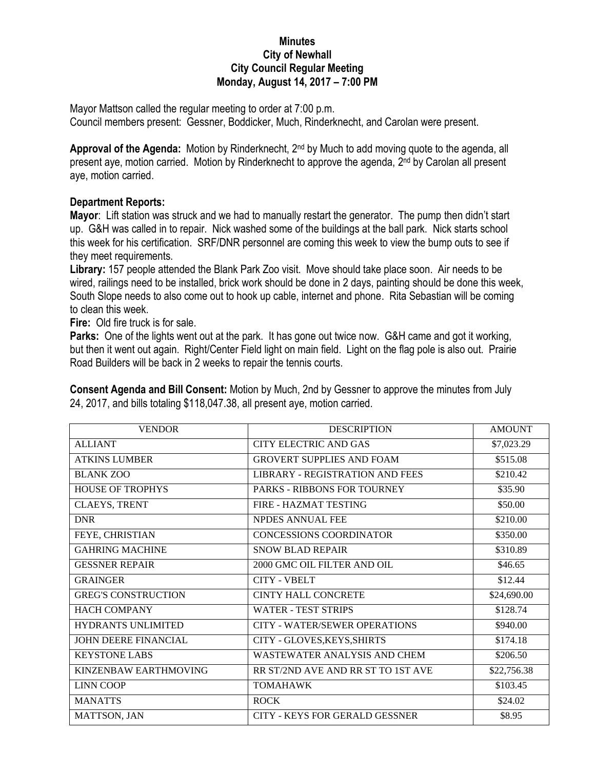**Minutes**
**City of Newhall**
**City Council Regular Meeting**
**Monday, August 14, 2017 – 7:00 PM**

Mayor Mattson called the regular meeting to order at 7:00 p.m.
Council members present: Gessner, Boddicker, Much, Rinderknecht, and Carolan were present.

**Approval of the Agenda:** Motion by Rinderknecht, 2nd by Much to add moving quote to the agenda, all present aye, motion carried. Motion by Rinderknecht to approve the agenda, 2nd by Carolan all present aye, motion carried.

**Department Reports:**

**Mayor**: Lift station was struck and we had to manually restart the generator. The pump then didn't start up. G&H was called in to repair. Nick washed some of the buildings at the ball park. Nick starts school this week for his certification. SRF/DNR personnel are coming this week to view the bump outs to see if they meet requirements.

**Library:** 157 people attended the Blank Park Zoo visit. Move should take place soon. Air needs to be wired, railings need to be installed, brick work should be done in 2 days, painting should be done this week, South Slope needs to also come out to hook up cable, internet and phone. Rita Sebastian will be coming to clean this week.

**Fire:** Old fire truck is for sale.

**Parks:** One of the lights went out at the park. It has gone out twice now. G&H came and got it working, but then it went out again. Right/Center Field light on main field. Light on the flag pole is also out. Prairie Road Builders will be back in 2 weeks to repair the tennis courts.

**Consent Agenda and Bill Consent:** Motion by Much, 2nd by Gessner to approve the minutes from July 24, 2017, and bills totaling $118,047.38, all present aye, motion carried.

| VENDOR | DESCRIPTION | AMOUNT |
|---|---|---|
| ALLIANT | CITY ELECTRIC AND GAS | $7,023.29 |
| ATKINS LUMBER | GROVERT SUPPLIES AND FOAM | $515.08 |
| BLANK ZOO | LIBRARY - REGISTRATION AND FEES | $210.42 |
| HOUSE OF TROPHYS | PARKS - RIBBONS FOR TOURNEY | $35.90 |
| CLAEYS, TRENT | FIRE - HAZMAT TESTING | $50.00 |
| DNR | NPDES ANNUAL FEE | $210.00 |
| FEYE, CHRISTIAN | CONCESSIONS COORDINATOR | $350.00 |
| GAHRING MACHINE | SNOW BLAD REPAIR | $310.89 |
| GESSNER REPAIR | 2000 GMC OIL FILTER AND OIL | $46.65 |
| GRAINGER | CITY - VBELT | $12.44 |
| GREG'S CONSTRUCTION | CINTY HALL CONCRETE | $24,690.00 |
| HACH COMPANY | WATER - TEST STRIPS | $128.74 |
| HYDRANTS UNLIMITED | CITY - WATER/SEWER OPERATIONS | $940.00 |
| JOHN DEERE FINANCIAL | CITY - GLOVES,KEYS,SHIRTS | $174.18 |
| KEYSTONE LABS | WASTEWATER ANALYSIS AND CHEM | $206.50 |
| KINZENBAW EARTHMOVING | RR ST/2ND AVE AND RR ST TO 1ST AVE | $22,756.38 |
| LINN COOP | TOMAHAWK | $103.45 |
| MANATTS | ROCK | $24.02 |
| MATTSON, JAN | CITY - KEYS FOR GERALD GESSNER | $8.95 |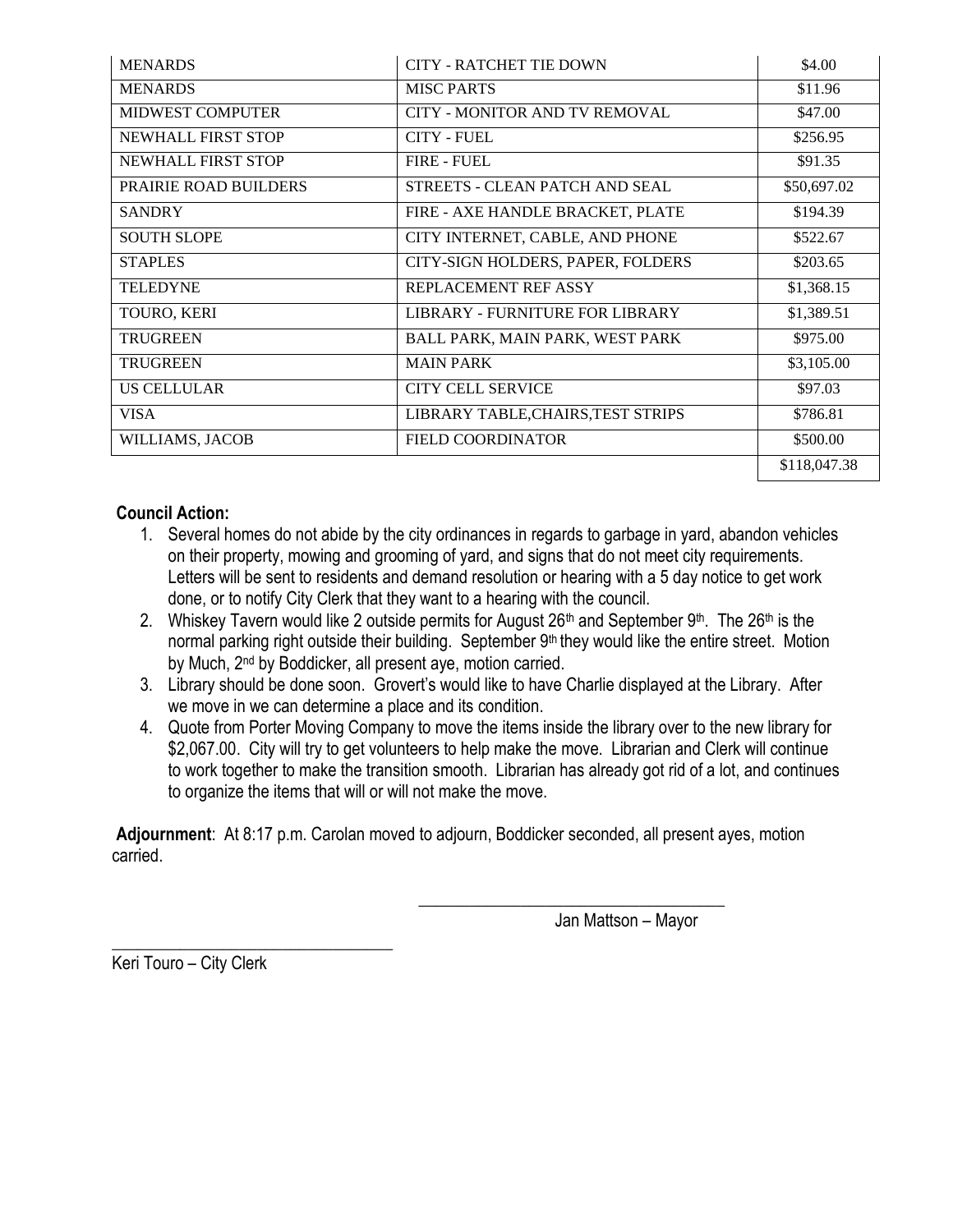| | | |
|---|---|---|
| MENARDS | CITY - RATCHET TIE DOWN | $4.00 |
| MENARDS | MISC PARTS | $11.96 |
| MIDWEST COMPUTER | CITY - MONITOR AND TV REMOVAL | $47.00 |
| NEWHALL FIRST STOP | CITY - FUEL | $256.95 |
| NEWHALL FIRST STOP | FIRE - FUEL | $91.35 |
| PRAIRIE ROAD BUILDERS | STREETS - CLEAN PATCH AND SEAL | $50,697.02 |
| SANDRY | FIRE - AXE HANDLE BRACKET, PLATE | $194.39 |
| SOUTH SLOPE | CITY INTERNET, CABLE, AND PHONE | $522.67 |
| STAPLES | CITY-SIGN HOLDERS, PAPER, FOLDERS | $203.65 |
| TELEDYNE | REPLACEMENT REF ASSY | $1,368.15 |
| TOURO, KERI | LIBRARY - FURNITURE FOR LIBRARY | $1,389.51 |
| TRUGREEN | BALL PARK, MAIN PARK, WEST PARK | $975.00 |
| TRUGREEN | MAIN PARK | $3,105.00 |
| US CELLULAR | CITY CELL SERVICE | $97.03 |
| VISA | LIBRARY TABLE,CHAIRS,TEST STRIPS | $786.81 |
| WILLIAMS, JACOB | FIELD COORDINATOR | $500.00 |
| | | $118,047.38 |

**Council Action:**

1. Several homes do not abide by the city ordinances in regards to garbage in yard, abandon vehicles on their property, mowing and grooming of yard, and signs that do not meet city requirements. Letters will be sent to residents and demand resolution or hearing with a 5 day notice to get work done, or to notify City Clerk that they want to a hearing with the council.
2. Whiskey Tavern would like 2 outside permits for August 26th and September 9th. The 26th is the normal parking right outside their building. September 9th they would like the entire street. Motion by Much, 2nd by Boddicker, all present aye, motion carried.
3. Library should be done soon. Grovert's would like to have Charlie displayed at the Library. After we move in we can determine a place and its condition.
4. Quote from Porter Moving Company to move the items inside the library over to the new library for $2,067.00. City will try to get volunteers to help make the move. Librarian and Clerk will continue to work together to make the transition smooth. Librarian has already got rid of a lot, and continues to organize the items that will or will not make the move.

**Adjournment**: At 8:17 p.m. Carolan moved to adjourn, Boddicker seconded, all present ayes, motion carried.

\_\_\_\_\_\_\_\_\_\_\_\_\_\_\_\_\_\_\_\_\_\_\_\_\_\_\_\_\_\_\_\_\_\_\_\_

Jan Mattson – Mayor

\_\_\_\_\_\_\_\_\_\_\_\_\_\_\_\_\_\_\_\_\_\_\_\_\_\_\_\_\_\_\_\_\_\_

Keri Touro – City Clerk